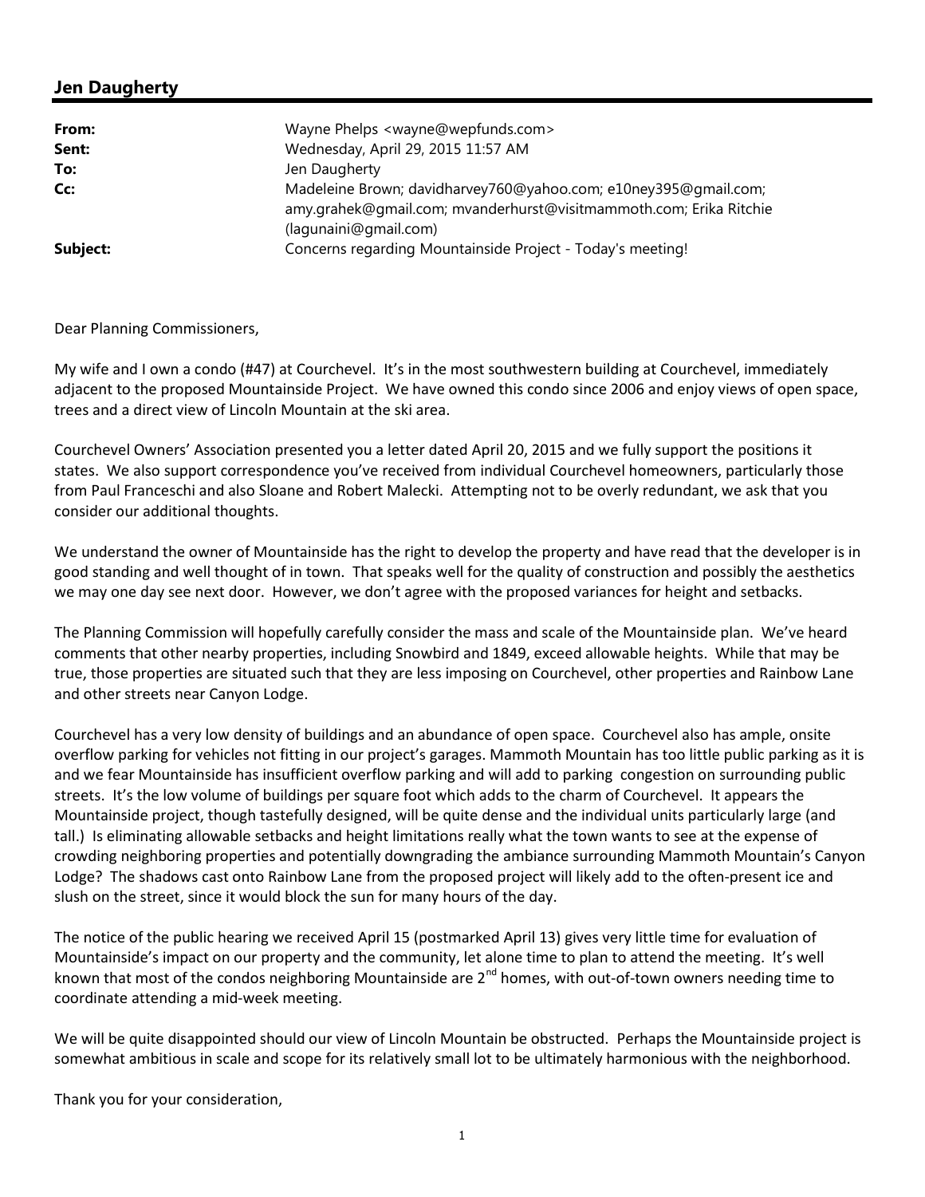## Jen Daugherty

| | |
|---|---|
| **From:** | Wayne Phelps <wayne@wepfunds.com> |
| **Sent:** | Wednesday, April 29, 2015 11:57 AM |
| **To:** | Jen Daugherty |
| **Cc:** | Madeleine Brown; davidharvey760@yahoo.com; e10ney395@gmail.com; amy.grahek@gmail.com; mvanderhurst@visitmammoth.com; Erika Ritchie (lagunaini@gmail.com) |
| **Subject:** | Concerns regarding Mountainside Project - Today's meeting! |

Dear Planning Commissioners,

My wife and I own a condo (#47) at Courchevel. It's in the most southwestern building at Courchevel, immediately adjacent to the proposed Mountainside Project. We have owned this condo since 2006 and enjoy views of open space, trees and a direct view of Lincoln Mountain at the ski area.

Courchevel Owners' Association presented you a letter dated April 20, 2015 and we fully support the positions it states. We also support correspondence you've received from individual Courchevel homeowners, particularly those from Paul Franceschi and also Sloane and Robert Malecki. Attempting not to be overly redundant, we ask that you consider our additional thoughts.

We understand the owner of Mountainside has the right to develop the property and have read that the developer is in good standing and well thought of in town. That speaks well for the quality of construction and possibly the aesthetics we may one day see next door. However, we don't agree with the proposed variances for height and setbacks.

The Planning Commission will hopefully carefully consider the mass and scale of the Mountainside plan. We've heard comments that other nearby properties, including Snowbird and 1849, exceed allowable heights. While that may be true, those properties are situated such that they are less imposing on Courchevel, other properties and Rainbow Lane and other streets near Canyon Lodge.

Courchevel has a very low density of buildings and an abundance of open space. Courchevel also has ample, onsite overflow parking for vehicles not fitting in our project's garages. Mammoth Mountain has too little public parking as it is and we fear Mountainside has insufficient overflow parking and will add to parking congestion on surrounding public streets. It's the low volume of buildings per square foot which adds to the charm of Courchevel. It appears the Mountainside project, though tastefully designed, will be quite dense and the individual units particularly large (and tall.) Is eliminating allowable setbacks and height limitations really what the town wants to see at the expense of crowding neighboring properties and potentially downgrading the ambiance surrounding Mammoth Mountain's Canyon Lodge? The shadows cast onto Rainbow Lane from the proposed project will likely add to the often-present ice and slush on the street, since it would block the sun for many hours of the day.

The notice of the public hearing we received April 15 (postmarked April 13) gives very little time for evaluation of Mountainside's impact on our property and the community, let alone time to plan to attend the meeting. It's well known that most of the condos neighboring Mountainside are 2nd homes, with out-of-town owners needing time to coordinate attending a mid-week meeting.

We will be quite disappointed should our view of Lincoln Mountain be obstructed. Perhaps the Mountainside project is somewhat ambitious in scale and scope for its relatively small lot to be ultimately harmonious with the neighborhood.

Thank you for your consideration,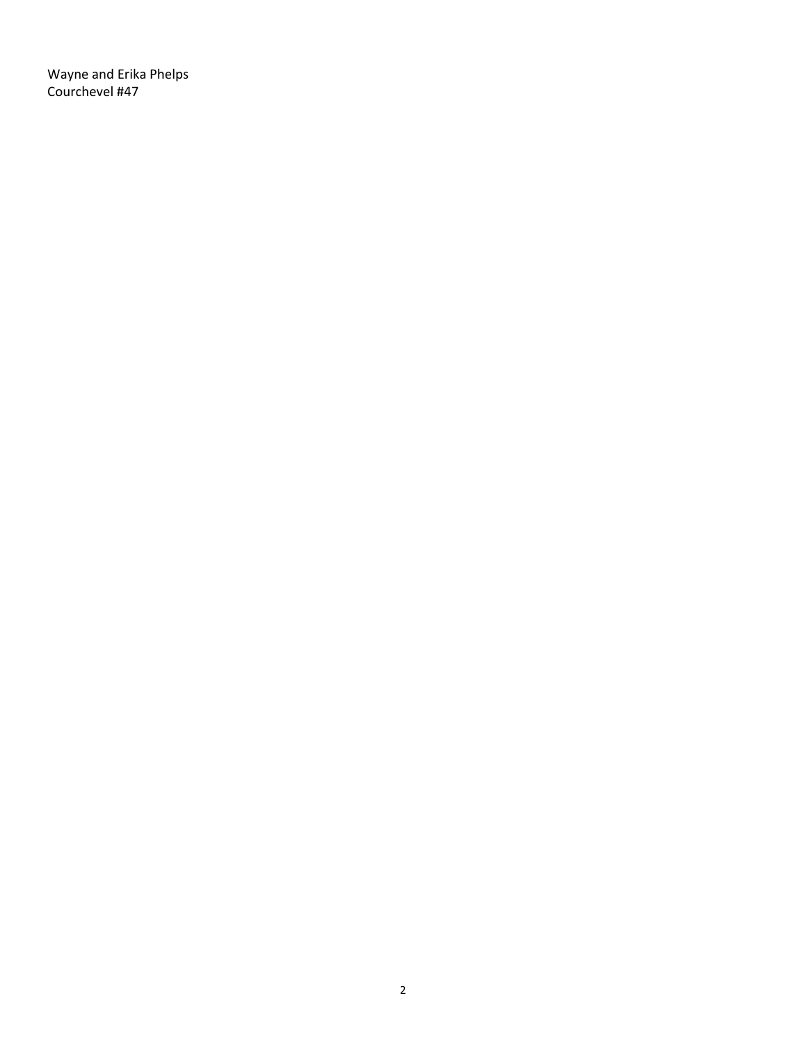Wayne and Erika Phelps
Courchevel #47